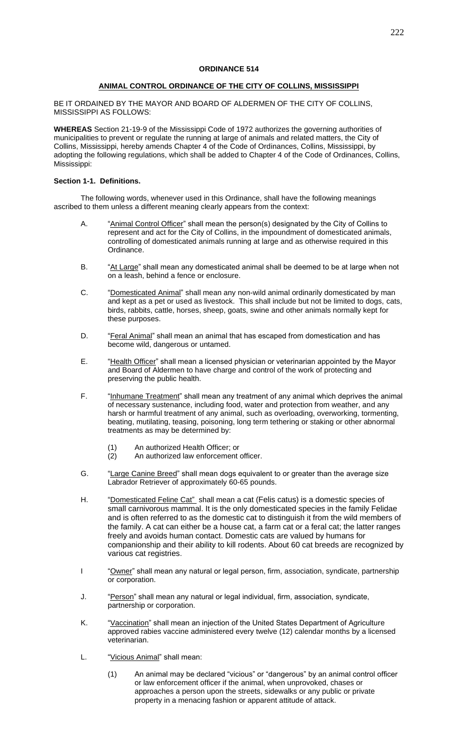# ORDINANCE 514

## ANIMAL CONTROL ORDINANCE OF THE CITY OF COLLINS, MISSISSIPPI

BE IT ORDAINED BY THE MAYOR AND BOARD OF ALDERMEN OF THE CITY OF COLLINS, MISSISSIPPI AS FOLLOWS:

**WHEREAS** Section 21-19-9 of the Mississippi Code of 1972 authorizes the governing authorities of municipalities to prevent or regulate the running at large of animals and related matters, the City of Collins, Mississippi, hereby amends Chapter 4 of the Code of Ordinances, Collins, Mississippi, by adopting the following regulations, which shall be added to Chapter 4 of the Code of Ordinances, Collins, Mississippi:

**Section 1-1. Definitions.**

The following words, whenever used in this Ordinance, shall have the following meanings ascribed to them unless a different meaning clearly appears from the context:

A. "Animal Control Officer" shall mean the person(s) designated by the City of Collins to represent and act for the City of Collins, in the impoundment of domesticated animals, controlling of domesticated animals running at large and as otherwise required in this Ordinance.

B. "At Large" shall mean any domesticated animal shall be deemed to be at large when not on a leash, behind a fence or enclosure.

C. "Domesticated Animal" shall mean any non-wild animal ordinarily domesticated by man and kept as a pet or used as livestock. This shall include but not be limited to dogs, cats, birds, rabbits, cattle, horses, sheep, goats, swine and other animals normally kept for these purposes.

D. "Feral Animal" shall mean an animal that has escaped from domestication and has become wild, dangerous or untamed.

E. "Health Officer" shall mean a licensed physician or veterinarian appointed by the Mayor and Board of Aldermen to have charge and control of the work of protecting and preserving the public health.

F. "Inhumane Treatment" shall mean any treatment of any animal which deprives the animal of necessary sustenance, including food, water and protection from weather, and any harsh or harmful treatment of any animal, such as overloading, overworking, tormenting, beating, mutilating, teasing, poisoning, long term tethering or staking or other abnormal treatments as may be determined by:

   (1) An authorized Health Officer; or
   (2) An authorized law enforcement officer.

G. "Large Canine Breed" shall mean dogs equivalent to or greater than the average size Labrador Retriever of approximately 60-65 pounds.

H. "Domesticated Feline Cat" shall mean a cat (Felis catus) is a domestic species of small carnivorous mammal. It is the only domesticated species in the family Felidae and is often referred to as the domestic cat to distinguish it from the wild members of the family. A cat can either be a house cat, a farm cat or a feral cat; the latter ranges freely and avoids human contact. Domestic cats are valued by humans for companionship and their ability to kill rodents. About 60 cat breeds are recognized by various cat registries.

I "Owner" shall mean any natural or legal person, firm, association, syndicate, partnership or corporation.

J. "Person" shall mean any natural or legal individual, firm, association, syndicate, partnership or corporation.

K. "Vaccination" shall mean an injection of the United States Department of Agriculture approved rabies vaccine administered every twelve (12) calendar months by a licensed veterinarian.

L. "Vicious Animal" shall mean:

   (1) An animal may be declared "vicious" or "dangerous" by an animal control officer or law enforcement officer if the animal, when unprovoked, chases or approaches a person upon the streets, sidewalks or any public or private property in a menacing fashion or apparent attitude of attack.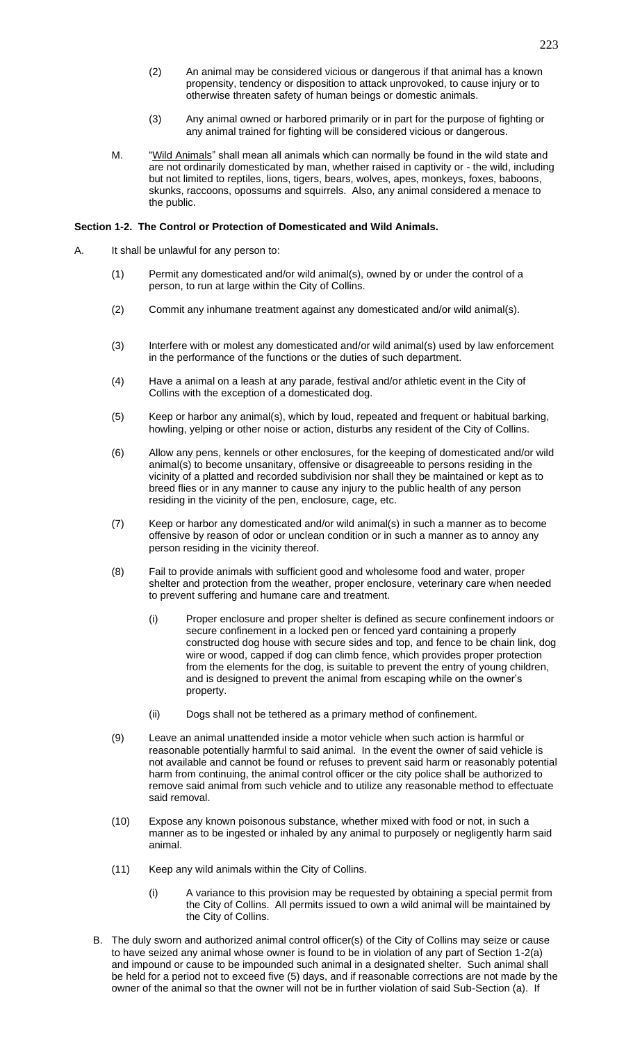(2) An animal may be considered vicious or dangerous if that animal has a known propensity, tendency or disposition to attack unprovoked, to cause injury or to otherwise threaten safety of human beings or domestic animals.

(3) Any animal owned or harbored primarily or in part for the purpose of fighting or any animal trained for fighting will be considered vicious or dangerous.

M. "Wild Animals" shall mean all animals which can normally be found in the wild state and are not ordinarily domesticated by man, whether raised in captivity or - the wild, including but not limited to reptiles, lions, tigers, bears, wolves, apes, monkeys, foxes, baboons, skunks, raccoons, opossums and squirrels. Also, any animal considered a menace to the public.

**Section 1-2. The Control or Protection of Domesticated and Wild Animals.**

A. It shall be unlawful for any person to:

(1) Permit any domesticated and/or wild animal(s), owned by or under the control of a person, to run at large within the City of Collins.

(2) Commit any inhumane treatment against any domesticated and/or wild animal(s).

(3) Interfere with or molest any domesticated and/or wild animal(s) used by law enforcement in the performance of the functions or the duties of such department.

(4) Have a animal on a leash at any parade, festival and/or athletic event in the City of Collins with the exception of a domesticated dog.

(5) Keep or harbor any animal(s), which by loud, repeated and frequent or habitual barking, howling, yelping or other noise or action, disturbs any resident of the City of Collins.

(6) Allow any pens, kennels or other enclosures, for the keeping of domesticated and/or wild animal(s) to become unsanitary, offensive or disagreeable to persons residing in the vicinity of a platted and recorded subdivision nor shall they be maintained or kept as to breed flies or in any manner to cause any injury to the public health of any person residing in the vicinity of the pen, enclosure, cage, etc.

(7) Keep or harbor any domesticated and/or wild animal(s) in such a manner as to become offensive by reason of odor or unclean condition or in such a manner as to annoy any person residing in the vicinity thereof.

(8) Fail to provide animals with sufficient good and wholesome food and water, proper shelter and protection from the weather, proper enclosure, veterinary care when needed to prevent suffering and humane care and treatment.

(i) Proper enclosure and proper shelter is defined as secure confinement indoors or secure confinement in a locked pen or fenced yard containing a properly constructed dog house with secure sides and top, and fence to be chain link, dog wire or wood, capped if dog can climb fence, which provides proper protection from the elements for the dog, is suitable to prevent the entry of young children, and is designed to prevent the animal from escaping while on the owner's property.

(ii) Dogs shall not be tethered as a primary method of confinement.

(9) Leave an animal unattended inside a motor vehicle when such action is harmful or reasonable potentially harmful to said animal. In the event the owner of said vehicle is not available and cannot be found or refuses to prevent said harm or reasonably potential harm from continuing, the animal control officer or the city police shall be authorized to remove said animal from such vehicle and to utilize any reasonable method to effectuate said removal.

(10) Expose any known poisonous substance, whether mixed with food or not, in such a manner as to be ingested or inhaled by any animal to purposely or negligently harm said animal.

(11) Keep any wild animals within the City of Collins.

(i) A variance to this provision may be requested by obtaining a special permit from the City of Collins. All permits issued to own a wild animal will be maintained by the City of Collins.

B. The duly sworn and authorized animal control officer(s) of the City of Collins may seize or cause to have seized any animal whose owner is found to be in violation of any part of Section 1-2(a) and impound or cause to be impounded such animal in a designated shelter. Such animal shall be held for a period not to exceed five (5) days, and if reasonable corrections are not made by the owner of the animal so that the owner will not be in further violation of said Sub-Section (a). If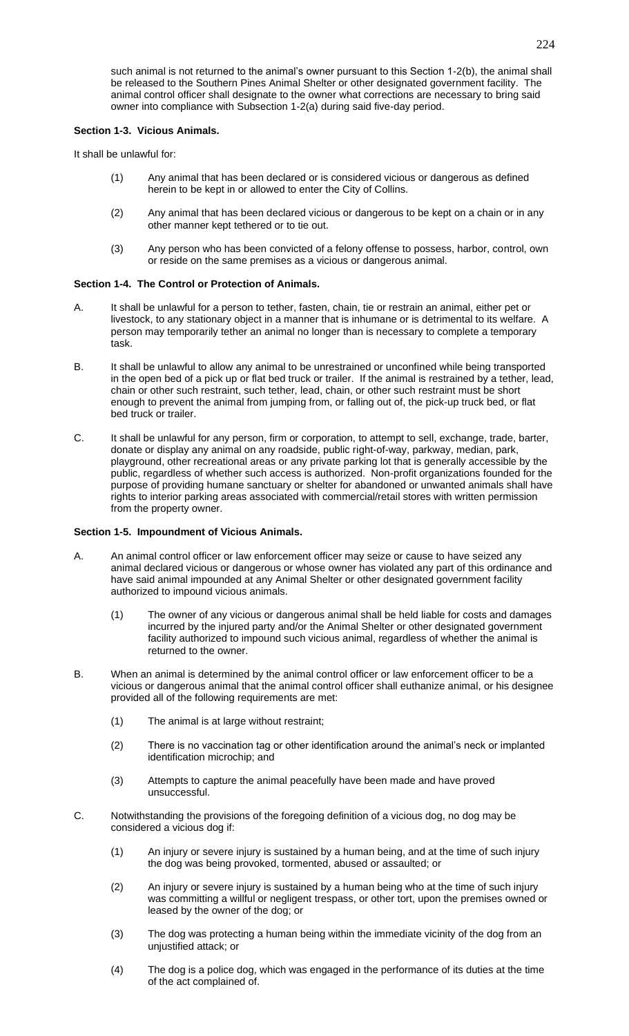such animal is not returned to the animal's owner pursuant to this Section 1-2(b), the animal shall be released to the Southern Pines Animal Shelter or other designated government facility. The animal control officer shall designate to the owner what corrections are necessary to bring said owner into compliance with Subsection 1-2(a) during said five-day period.

**Section 1-3. Vicious Animals.**

It shall be unlawful for:

(1) Any animal that has been declared or is considered vicious or dangerous as defined herein to be kept in or allowed to enter the City of Collins.

(2) Any animal that has been declared vicious or dangerous to be kept on a chain or in any other manner kept tethered or to tie out.

(3) Any person who has been convicted of a felony offense to possess, harbor, control, own or reside on the same premises as a vicious or dangerous animal.

**Section 1-4. The Control or Protection of Animals.**

A. It shall be unlawful for a person to tether, fasten, chain, tie or restrain an animal, either pet or livestock, to any stationary object in a manner that is inhumane or is detrimental to its welfare. A person may temporarily tether an animal no longer than is necessary to complete a temporary task.

B. It shall be unlawful to allow any animal to be unrestrained or unconfined while being transported in the open bed of a pick up or flat bed truck or trailer. If the animal is restrained by a tether, lead, chain or other such restraint, such tether, lead, chain, or other such restraint must be short enough to prevent the animal from jumping from, or falling out of, the pick-up truck bed, or flat bed truck or trailer.

C. It shall be unlawful for any person, firm or corporation, to attempt to sell, exchange, trade, barter, donate or display any animal on any roadside, public right-of-way, parkway, median, park, playground, other recreational areas or any private parking lot that is generally accessible by the public, regardless of whether such access is authorized. Non-profit organizations founded for the purpose of providing humane sanctuary or shelter for abandoned or unwanted animals shall have rights to interior parking areas associated with commercial/retail stores with written permission from the property owner.

**Section 1-5. Impoundment of Vicious Animals.**

A. An animal control officer or law enforcement officer may seize or cause to have seized any animal declared vicious or dangerous or whose owner has violated any part of this ordinance and have said animal impounded at any Animal Shelter or other designated government facility authorized to impound vicious animals.

(1) The owner of any vicious or dangerous animal shall be held liable for costs and damages incurred by the injured party and/or the Animal Shelter or other designated government facility authorized to impound such vicious animal, regardless of whether the animal is returned to the owner.

B. When an animal is determined by the animal control officer or law enforcement officer to be a vicious or dangerous animal that the animal control officer shall euthanize animal, or his designee provided all of the following requirements are met:

(1) The animal is at large without restraint;

(2) There is no vaccination tag or other identification around the animal's neck or implanted identification microchip; and

(3) Attempts to capture the animal peacefully have been made and have proved unsuccessful.

C. Notwithstanding the provisions of the foregoing definition of a vicious dog, no dog may be considered a vicious dog if:

(1) An injury or severe injury is sustained by a human being, and at the time of such injury the dog was being provoked, tormented, abused or assaulted; or

(2) An injury or severe injury is sustained by a human being who at the time of such injury was committing a willful or negligent trespass, or other tort, upon the premises owned or leased by the owner of the dog; or

(3) The dog was protecting a human being within the immediate vicinity of the dog from an unjustified attack; or

(4) The dog is a police dog, which was engaged in the performance of its duties at the time of the act complained of.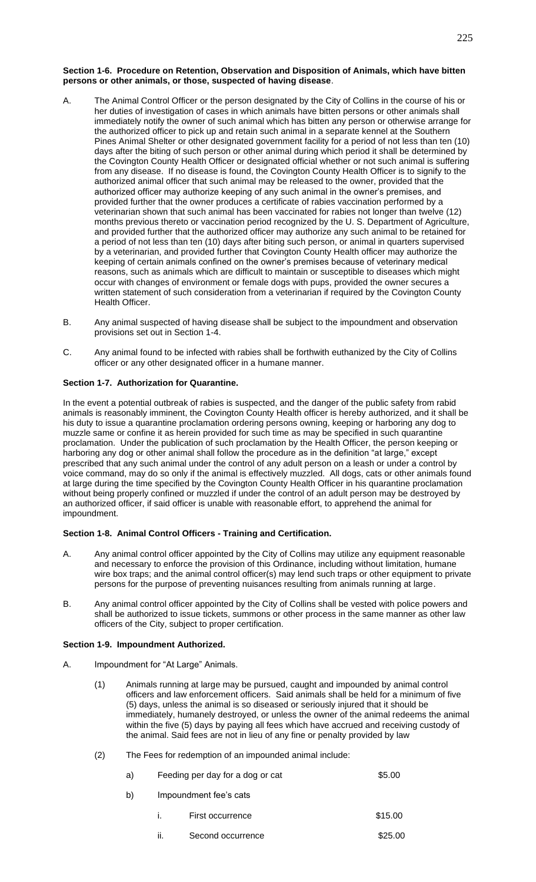**Section 1-6. Procedure on Retention, Observation and Disposition of Animals, which have bitten persons or other animals, or those, suspected of having disease**.

A. The Animal Control Officer or the person designated by the City of Collins in the course of his or her duties of investigation of cases in which animals have bitten persons or other animals shall immediately notify the owner of such animal which has bitten any person or otherwise arrange for the authorized officer to pick up and retain such animal in a separate kennel at the Southern Pines Animal Shelter or other designated government facility for a period of not less than ten (10) days after the biting of such person or other animal during which period it shall be determined by the Covington County Health Officer or designated official whether or not such animal is suffering from any disease. If no disease is found, the Covington County Health Officer is to signify to the authorized animal officer that such animal may be released to the owner, provided that the authorized officer may authorize keeping of any such animal in the owner's premises, and provided further that the owner produces a certificate of rabies vaccination performed by a veterinarian shown that such animal has been vaccinated for rabies not longer than twelve (12) months previous thereto or vaccination period recognized by the U. S. Department of Agriculture, and provided further that the authorized officer may authorize any such animal to be retained for a period of not less than ten (10) days after biting such person, or animal in quarters supervised by a veterinarian, and provided further that Covington County Health officer may authorize the keeping of certain animals confined on the owner's premises because of veterinary medical reasons, such as animals which are difficult to maintain or susceptible to diseases which might occur with changes of environment or female dogs with pups, provided the owner secures a written statement of such consideration from a veterinarian if required by the Covington County Health Officer.

B. Any animal suspected of having disease shall be subject to the impoundment and observation provisions set out in Section 1-4.

C. Any animal found to be infected with rabies shall be forthwith euthanized by the City of Collins officer or any other designated officer in a humane manner.

**Section 1-7. Authorization for Quarantine.**

In the event a potential outbreak of rabies is suspected, and the danger of the public safety from rabid animals is reasonably imminent, the Covington County Health officer is hereby authorized, and it shall be his duty to issue a quarantine proclamation ordering persons owning, keeping or harboring any dog to muzzle same or confine it as herein provided for such time as may be specified in such quarantine proclamation. Under the publication of such proclamation by the Health Officer, the person keeping or harboring any dog or other animal shall follow the procedure as in the definition "at large," except prescribed that any such animal under the control of any adult person on a leash or under a control by voice command, may do so only if the animal is effectively muzzled. All dogs, cats or other animals found at large during the time specified by the Covington County Health Officer in his quarantine proclamation without being properly confined or muzzled if under the control of an adult person may be destroyed by an authorized officer, if said officer is unable with reasonable effort, to apprehend the animal for impoundment.

**Section 1-8. Animal Control Officers - Training and Certification.**

A. Any animal control officer appointed by the City of Collins may utilize any equipment reasonable and necessary to enforce the provision of this Ordinance, including without limitation, humane wire box traps; and the animal control officer(s) may lend such traps or other equipment to private persons for the purpose of preventing nuisances resulting from animals running at large.

B. Any animal control officer appointed by the City of Collins shall be vested with police powers and shall be authorized to issue tickets, summons or other process in the same manner as other law officers of the City, subject to proper certification.

**Section 1-9. Impoundment Authorized.**

A. Impoundment for "At Large" Animals.

(1) Animals running at large may be pursued, caught and impounded by animal control officers and law enforcement officers. Said animals shall be held for a minimum of five (5) days, unless the animal is so diseased or seriously injured that it should be immediately, humanely destroyed, or unless the owner of the animal redeems the animal within the five (5) days by paying all fees which have accrued and receiving custody of the animal. Said fees are not in lieu of any fine or penalty provided by law

(2) The Fees for redemption of an impounded animal include:

a) Feeding per day for a dog or cat — $5.00

b) Impoundment fee's cats

i. First occurrence — $15.00

ii. Second occurrence — $25.00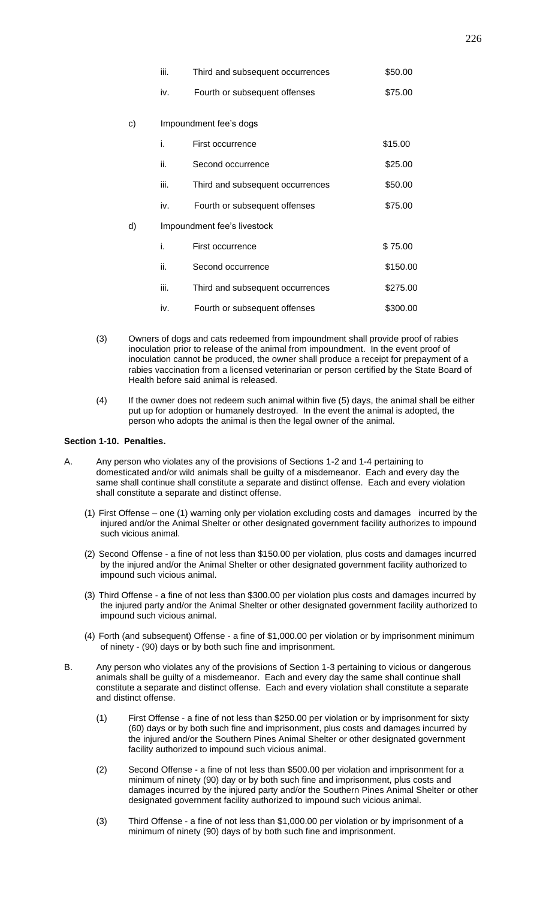iii. Third and subsequent occurrences $50.00

iv. Fourth or subsequent offenses $75.00

c) Impoundment fee's dogs

i. First occurrence $15.00

ii. Second occurrence $25.00

iii. Third and subsequent occurrences $50.00

iv. Fourth or subsequent offenses $75.00

d) Impoundment fee's livestock

i. First occurrence $ 75.00

ii. Second occurrence $150.00

iii. Third and subsequent occurrences $275.00

iv. Fourth or subsequent offenses $300.00

(3) Owners of dogs and cats redeemed from impoundment shall provide proof of rabies inoculation prior to release of the animal from impoundment. In the event proof of inoculation cannot be produced, the owner shall produce a receipt for prepayment of a rabies vaccination from a licensed veterinarian or person certified by the State Board of Health before said animal is released.

(4) If the owner does not redeem such animal within five (5) days, the animal shall be either put up for adoption or humanely destroyed. In the event the animal is adopted, the person who adopts the animal is then the legal owner of the animal.

**Section 1-10. Penalties.**

A. Any person who violates any of the provisions of Sections 1-2 and 1-4 pertaining to domesticated and/or wild animals shall be guilty of a misdemeanor. Each and every day the same shall continue shall constitute a separate and distinct offense. Each and every violation shall constitute a separate and distinct offense.

(1) First Offense – one (1) warning only per violation excluding costs and damages incurred by the injured and/or the Animal Shelter or other designated government facility authorizes to impound such vicious animal.

(2) Second Offense - a fine of not less than $150.00 per violation, plus costs and damages incurred by the injured and/or the Animal Shelter or other designated government facility authorized to impound such vicious animal.

(3) Third Offense - a fine of not less than $300.00 per violation plus costs and damages incurred by the injured party and/or the Animal Shelter or other designated government facility authorized to impound such vicious animal.

(4) Forth (and subsequent) Offense - a fine of $1,000.00 per violation or by imprisonment minimum of ninety - (90) days or by both such fine and imprisonment.

B. Any person who violates any of the provisions of Section 1-3 pertaining to vicious or dangerous animals shall be guilty of a misdemeanor. Each and every day the same shall continue shall constitute a separate and distinct offense. Each and every violation shall constitute a separate and distinct offense.

(1) First Offense - a fine of not less than $250.00 per violation or by imprisonment for sixty (60) days or by both such fine and imprisonment, plus costs and damages incurred by the injured and/or the Southern Pines Animal Shelter or other designated government facility authorized to impound such vicious animal.

(2) Second Offense - a fine of not less than $500.00 per violation and imprisonment for a minimum of ninety (90) day or by both such fine and imprisonment, plus costs and damages incurred by the injured party and/or the Southern Pines Animal Shelter or other designated government facility authorized to impound such vicious animal.

(3) Third Offense - a fine of not less than $1,000.00 per violation or by imprisonment of a minimum of ninety (90) days of by both such fine and imprisonment.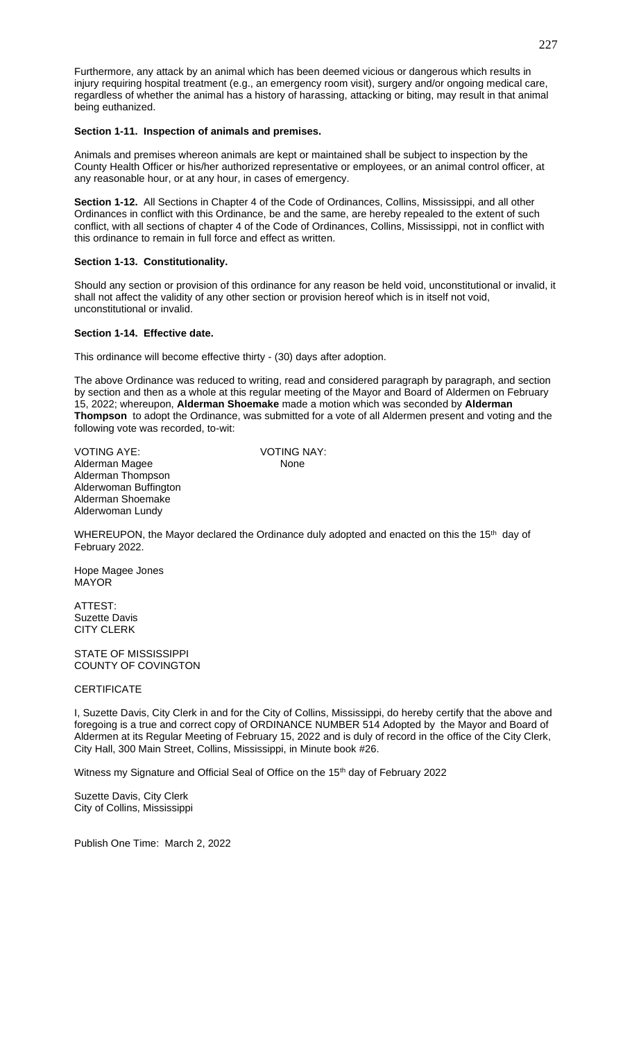Furthermore, any attack by an animal which has been deemed vicious or dangerous which results in injury requiring hospital treatment (e.g., an emergency room visit), surgery and/or ongoing medical care, regardless of whether the animal has a history of harassing, attacking or biting, may result in that animal being euthanized.

**Section 1-11. Inspection of animals and premises.**

Animals and premises whereon animals are kept or maintained shall be subject to inspection by the County Health Officer or his/her authorized representative or employees, or an animal control officer, at any reasonable hour, or at any hour, in cases of emergency.

**Section 1-12.** All Sections in Chapter 4 of the Code of Ordinances, Collins, Mississippi, and all other Ordinances in conflict with this Ordinance, be and the same, are hereby repealed to the extent of such conflict, with all sections of chapter 4 of the Code of Ordinances, Collins, Mississippi, not in conflict with this ordinance to remain in full force and effect as written.

**Section 1-13. Constitutionality.**

Should any section or provision of this ordinance for any reason be held void, unconstitutional or invalid, it shall not affect the validity of any other section or provision hereof which is in itself not void, unconstitutional or invalid.

**Section 1-14. Effective date.**

This ordinance will become effective thirty - (30) days after adoption.

The above Ordinance was reduced to writing, read and considered paragraph by paragraph, and section by section and then as a whole at this regular meeting of the Mayor and Board of Aldermen on February 15, 2022; whereupon, **Alderman Shoemake** made a motion which was seconded by **Alderman Thompson** to adopt the Ordinance, was submitted for a vote of all Aldermen present and voting and the following vote was recorded, to-wit:

| VOTING AYE: | VOTING NAY: |
|---|---|
| Alderman Magee | None |
| Alderman Thompson | |
| Alderwoman Buffington | |
| Alderman Shoemake | |
| Alderwoman Lundy | |

WHEREUPON, the Mayor declared the Ordinance duly adopted and enacted on this the 15th day of February 2022.

Hope Magee Jones
MAYOR

ATTEST:
Suzette Davis
CITY CLERK

STATE OF MISSISSIPPI
COUNTY OF COVINGTON

CERTIFICATE

I, Suzette Davis, City Clerk in and for the City of Collins, Mississippi, do hereby certify that the above and foregoing is a true and correct copy of ORDINANCE NUMBER 514 Adopted by the Mayor and Board of Aldermen at its Regular Meeting of February 15, 2022 and is duly of record in the office of the City Clerk, City Hall, 300 Main Street, Collins, Mississippi, in Minute book #26.

Witness my Signature and Official Seal of Office on the 15th day of February 2022

Suzette Davis, City Clerk
City of Collins, Mississippi

Publish One Time: March 2, 2022